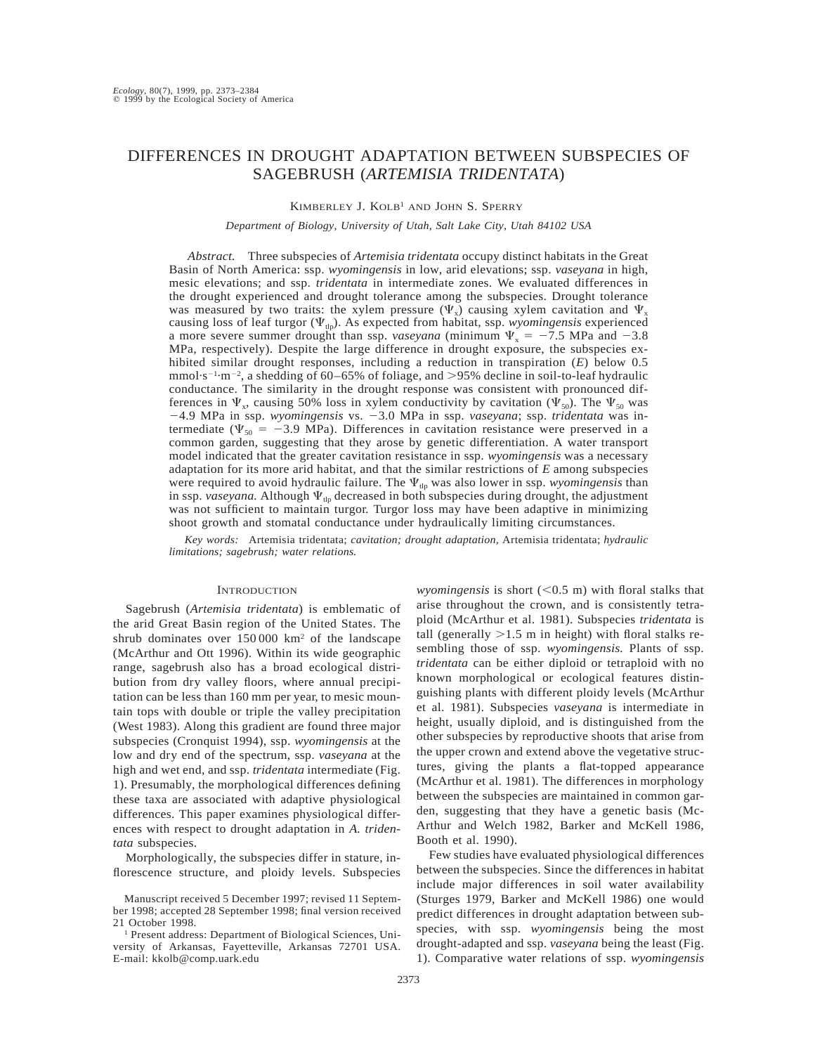# DIFFERENCES IN DROUGHT ADAPTATION BETWEEN SUBSPECIES OF SAGEBRUSH (*ARTEMISIA TRIDENTATA*)

KIMBERLEY J. KOLB[1] AND JOHN S. SPERRY

*Department of Biology, University of Utah, Salt Lake City, Utah 84102 USA*

*Abstract.* Three subspecies of *Artemisia tridentata* occupy distinct habitats in the Great Basin of North America: ssp. *wyomingensis* in low, arid elevations; ssp. *vaseyana* in high, mesic elevations; and ssp. *tridentata* in intermediate zones. We evaluated differences in the drought experienced and drought tolerance among the subspecies. Drought tolerance was measured by two traits: the xylem pressure ($\Psi_x$) causing xylem cavitation and $\Psi_x$ causing loss of leaf turgor ($\Psi_{tlp}$). As expected from habitat, ssp. *wyomingensis* experienced a more severe summer drought than ssp. *vaseyana* (minimum $\Psi_x = -7.5$ MPa and $-3.8$ MPa, respectively). Despite the large difference in drought exposure, the subspecies exhibited similar drought responses, including a reduction in transpiration ($E$) below 0.5 $\text{mmol}\cdot\text{s}^{-1}\cdot\text{m}^{-2}$, a shedding of 60–65% of foliage, and >95% decline in soil-to-leaf hydraulic conductance. The similarity in the drought response was consistent with pronounced differences in $\Psi_x$, causing 50% loss in xylem conductivity by cavitation ($\Psi_{50}$). The $\Psi_{50}$ was $-4.9$ MPa in ssp. *wyomingensis* vs. $-3.0$ MPa in ssp. *vaseyana*; ssp. *tridentata* was intermediate ($\Psi_{50} = -3.9$ MPa). Differences in cavitation resistance were preserved in a common garden, suggesting that they arose by genetic differentiation. A water transport model indicated that the greater cavitation resistance in ssp. *wyomingensis* was a necessary adaptation for its more arid habitat, and that the similar restrictions of $E$ among subspecies were required to avoid hydraulic failure. The $\Psi_{tlp}$ was also lower in ssp. *wyomingensis* than in ssp. *vaseyana*. Although $\Psi_{tlp}$ decreased in both subspecies during drought, the adjustment was not sufficient to maintain turgor. Turgor loss may have been adaptive in minimizing shoot growth and stomatal conductance under hydraulically limiting circumstances.

*Key words:* Artemisia tridentata; *cavitation; drought adaptation,* Artemisia tridentata; *hydraulic limitations; sagebrush; water relations.*

## INTRODUCTION

Sagebrush (*Artemisia tridentata*) is emblematic of the arid Great Basin region of the United States. The shrub dominates over 150 000 km$^2$ of the landscape (McArthur and Ott 1996). Within its wide geographic range, sagebrush also has a broad ecological distribution from dry valley floors, where annual precipitation can be less than 160 mm per year, to mesic mountain tops with double or triple the valley precipitation (West 1983). Along this gradient are found three major subspecies (Cronquist 1994), ssp. *wyomingensis* at the low and dry end of the spectrum, ssp. *vaseyana* at the high and wet end, and ssp. *tridentata* intermediate (Fig. 1). Presumably, the morphological differences defining these taxa are associated with adaptive physiological differences. This paper examines physiological differences with respect to drought adaptation in *A. tridentata* subspecies.

Morphologically, the subspecies differ in stature, inflorescence structure, and ploidy levels. Subspecies *wyomingensis* is short (<0.5 m) with floral stalks that arise throughout the crown, and is consistently tetraploid (McArthur et al. 1981). Subspecies *tridentata* is tall (generally >1.5 m in height) with floral stalks resembling those of ssp. *wyomingensis.* Plants of ssp. *tridentata* can be either diploid or tetraploid with no known morphological or ecological features distinguishing plants with different ploidy levels (McArthur et al. 1981). Subspecies *vaseyana* is intermediate in height, usually diploid, and is distinguished from the other subspecies by reproductive shoots that arise from the upper crown and extend above the vegetative structures, giving the plants a flat-topped appearance (McArthur et al. 1981). The differences in morphology between the subspecies are maintained in common garden, suggesting that they have a genetic basis (McArthur and Welch 1982, Barker and McKell 1986, Booth et al. 1990).

Few studies have evaluated physiological differences between the subspecies. Since the differences in habitat include major differences in soil water availability (Sturges 1979, Barker and McKell 1986) one would predict differences in drought adaptation between subspecies, with ssp. *wyomingensis* being the most drought-adapted and ssp. *vaseyana* being the least (Fig. 1). Comparative water relations of ssp. *wyomingensis*

Manuscript received 5 December 1997; revised 11 September 1998; accepted 28 September 1998; final version received 21 October 1998.

[1] Present address: Department of Biological Sciences, University of Arkansas, Fayetteville, Arkansas 72701 USA. E-mail: kkolb@comp.uark.edu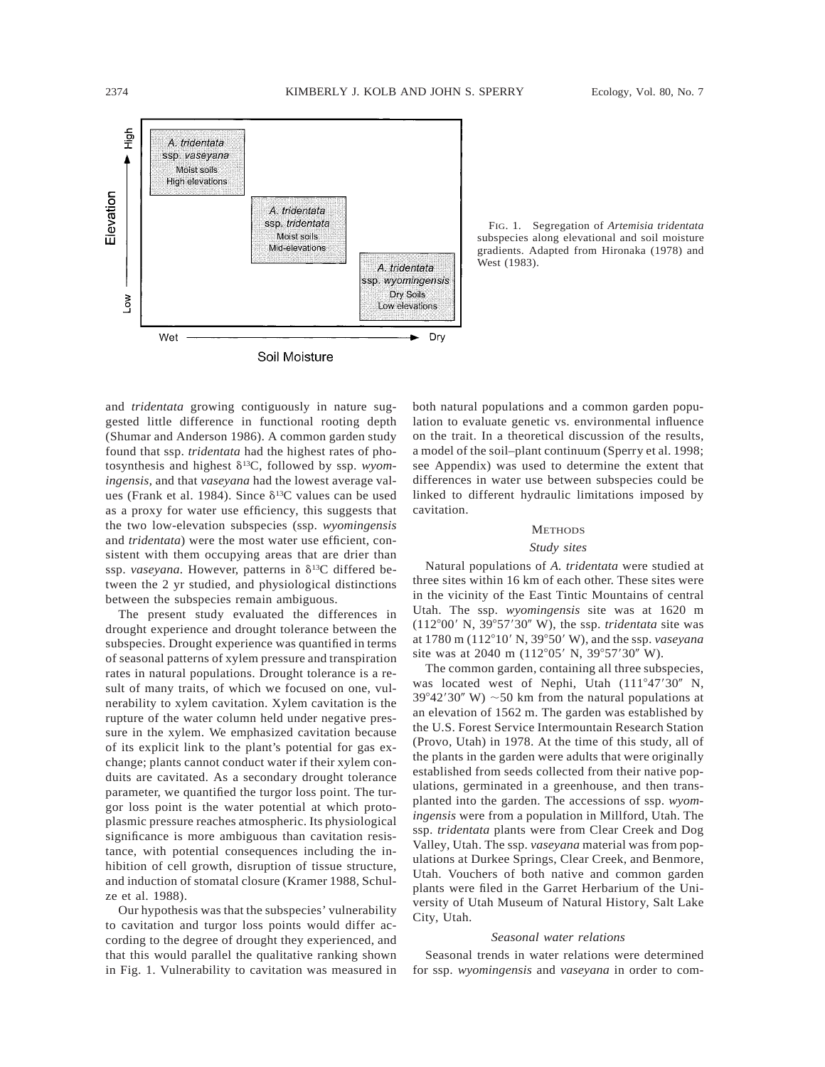High

Elevation

Low

*A. tridentata* ssp. *vaseyana*
Moist soils
High elevations

*A. tridentata* ssp. *tridentata*
Moist soils
Mid-elevations

*A. tridentata* ssp. *wyomingensis*
Dry Soils
Low elevations

Wet

Dry

Soil Moisture

FIG. 1. Segregation of *Artemisia tridentata* subspecies along elevational and soil moisture gradients. Adapted from Hironaka (1978) and West (1983).

and *tridentata* growing contiguously in nature suggested little difference in functional rooting depth (Shumar and Anderson 1986). A common garden study found that ssp. *tridentata* had the highest rates of photosynthesis and highest $\delta^{13}C$, followed by ssp. *wyomingensis*, and that *vaseyana* had the lowest average values (Frank et al. 1984). Since $\delta^{13}C$ values can be used as a proxy for water use efficiency, this suggests that the two low-elevation subspecies (ssp. *wyomingensis* and *tridentata*) were the most water use efficient, consistent with them occupying areas that are drier than ssp. *vaseyana*. However, patterns in $\delta^{13}C$ differed between the 2 yr studied, and physiological distinctions between the subspecies remain ambiguous.

The present study evaluated the differences in drought experience and drought tolerance between the subspecies. Drought experience was quantified in terms of seasonal patterns of xylem pressure and transpiration rates in natural populations. Drought tolerance is a result of many traits, of which we focused on one, vulnerability to xylem cavitation. Xylem cavitation is the rupture of the water column held under negative pressure in the xylem. We emphasized cavitation because of its explicit link to the plant's potential for gas exchange; plants cannot conduct water if their xylem conduits are cavitated. As a secondary drought tolerance parameter, we quantified the turgor loss point. The turgor loss point is the water potential at which protoplasmic pressure reaches atmospheric. Its physiological significance is more ambiguous than cavitation resistance, with potential consequences including the inhibition of cell growth, disruption of tissue structure, and induction of stomatal closure (Kramer 1988, Schulze et al. 1988).

Our hypothesis was that the subspecies' vulnerability to cavitation and turgor loss points would differ according to the degree of drought they experienced, and that this would parallel the qualitative ranking shown in Fig. 1. Vulnerability to cavitation was measured in both natural populations and a common garden population to evaluate genetic vs. environmental influence on the trait. In a theoretical discussion of the results, a model of the soil–plant continuum (Sperry et al. 1998; see Appendix) was used to determine the extent that differences in water use between subspecies could be linked to different hydraulic limitations imposed by cavitation.

## METHODS

### *Study sites*

Natural populations of *A. tridentata* were studied at three sites within 16 km of each other. These sites were in the vicinity of the East Tintic Mountains of central Utah. The ssp. *wyomingensis* site was at 1620 m (112°00′ N, 39°57′30″ W), the ssp. *tridentata* site was at 1780 m (112°10′ N, 39°50′ W), and the ssp. *vaseyana* site was at 2040 m (112°05′ N, 39°57′30″ W).

The common garden, containing all three subspecies, was located west of Nephi, Utah (111°47′30″ N, 39°42′30″ W) ~50 km from the natural populations at an elevation of 1562 m. The garden was established by the U.S. Forest Service Intermountain Research Station (Provo, Utah) in 1978. At the time of this study, all of the plants in the garden were adults that were originally established from seeds collected from their native populations, germinated in a greenhouse, and then transplanted into the garden. The accessions of ssp. *wyomingensis* were from a population in Millford, Utah. The ssp. *tridentata* plants were from Clear Creek and Dog Valley, Utah. The ssp. *vaseyana* material was from populations at Durkee Springs, Clear Creek, and Benmore, Utah. Vouchers of both native and common garden plants were filed in the Garret Herbarium of the University of Utah Museum of Natural History, Salt Lake City, Utah.

### *Seasonal water relations*

Seasonal trends in water relations were determined for ssp. *wyomingensis* and *vaseyana* in order to com-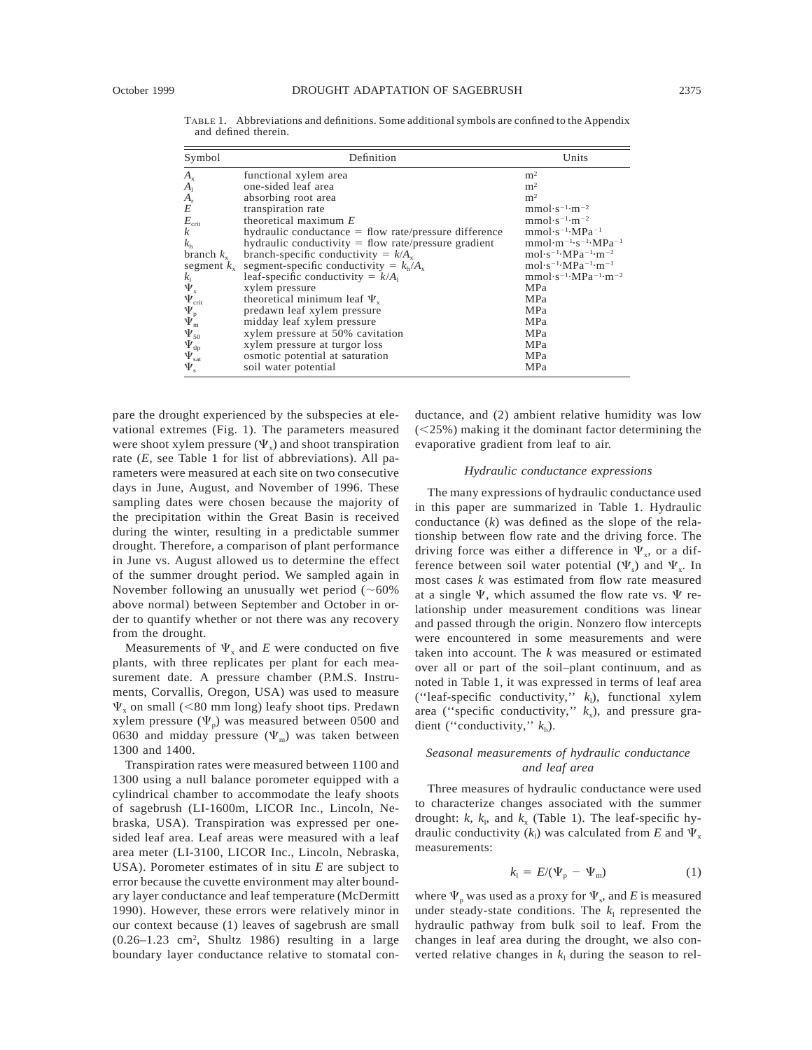TABLE 1. Abbreviations and definitions. Some additional symbols are confined to the Appendix and defined therein.

| Symbol | Definition | Units |
|---|---|---|
| $A_x$ | functional xylem area | $m^2$ |
| $A_l$ | one-sided leaf area | $m^2$ |
| $A_r$ | absorbing root area | $m^2$ |
| $E$ | transpiration rate | $mmol \cdot s^{-1} \cdot m^{-2}$ |
| $E_{crit}$ | theoretical maximum $E$ | $mmol \cdot s^{-1} \cdot m^{-2}$ |
| $k$ | hydraulic conductance = flow rate/pressure difference | $mmol \cdot s^{-1} \cdot MPa^{-1}$ |
| $k_h$ | hydraulic conductivity = flow rate/pressure gradient | $mmol \cdot m^{-1} \cdot s^{-1} \cdot MPa^{-1}$ |
| branch $k_x$ | branch-specific conductivity = $k/A_x$ | $mol \cdot s^{-1} \cdot MPa^{-1} \cdot m^{-2}$ |
| segment $k_x$ | segment-specific conductivity = $k_h/A_x$ | $mol \cdot s^{-1} \cdot MPa^{-1} \cdot m^{-1}$ |
| $k_l$ | leaf-specific conductivity = $k/A_l$ | $mmol \cdot s^{-1} \cdot MPa^{-1} \cdot m^{-2}$ |
| $\Psi_x$ | xylem pressure | MPa |
| $\Psi_{crit}$ | theoretical minimum leaf $\Psi_x$ | MPa |
| $\Psi_p$ | predawn leaf xylem pressure | MPa |
| $\Psi_m$ | midday leaf xylem pressure | MPa |
| $\Psi_{50}$ | xylem pressure at 50% cavitation | MPa |
| $\Psi_{tlp}$ | xylem pressure at turgor loss | MPa |
| $\Psi_{sat}$ | osmotic potential at saturation | MPa |
| $\Psi_s$ | soil water potential | MPa |

pare the drought experienced by the subspecies at elevational extremes (Fig. 1). The parameters measured were shoot xylem pressure ($\Psi_x$) and shoot transpiration rate ($E$, see Table 1 for list of abbreviations). All parameters were measured at each site on two consecutive days in June, August, and November of 1996. These sampling dates were chosen because the majority of the precipitation within the Great Basin is received during the winter, resulting in a predictable summer drought. Therefore, a comparison of plant performance in June vs. August allowed us to determine the effect of the summer drought period. We sampled again in November following an unusually wet period (~60% above normal) between September and October in order to quantify whether or not there was any recovery from the drought.

Measurements of $\Psi_x$ and $E$ were conducted on five plants, with three replicates per plant for each measurement date. A pressure chamber (P.M.S. Instruments, Corvallis, Oregon, USA) was used to measure $\Psi_x$ on small (<80 mm long) leafy shoot tips. Predawn xylem pressure ($\Psi_p$) was measured between 0500 and 0630 and midday pressure ($\Psi_m$) was taken between 1300 and 1400.

Transpiration rates were measured between 1100 and 1300 using a null balance porometer equipped with a cylindrical chamber to accommodate the leafy shoots of sagebrush (LI-1600m, LICOR Inc., Lincoln, Nebraska, USA). Transpiration was expressed per one-sided leaf area. Leaf areas were measured with a leaf area meter (LI-3100, LICOR Inc., Lincoln, Nebraska, USA). Porometer estimates of in situ $E$ are subject to error because the cuvette environment may alter boundary layer conductance and leaf temperature (McDermitt 1990). However, these errors were relatively minor in our context because (1) leaves of sagebrush are small (0.26–1.23 $cm^2$, Shultz 1986) resulting in a large boundary layer conductance relative to stomatal conductance, and (2) ambient relative humidity was low (<25%) making it the dominant factor determining the evaporative gradient from leaf to air.

### *Hydraulic conductance expressions*

The many expressions of hydraulic conductance used in this paper are summarized in Table 1. Hydraulic conductance ($k$) was defined as the slope of the relationship between flow rate and the driving force. The driving force was either a difference in $\Psi_x$, or a difference between soil water potential ($\Psi_s$) and $\Psi_x$. In most cases $k$ was estimated from flow rate measured at a single $\Psi$, which assumed the flow rate vs. $\Psi$ relationship under measurement conditions was linear and passed through the origin. Nonzero flow intercepts were encountered in some measurements and were taken into account. The $k$ was measured or estimated over all or part of the soil–plant continuum, and as noted in Table 1, it was expressed in terms of leaf area ("leaf-specific conductivity," $k_l$), functional xylem area ("specific conductivity," $k_x$), and pressure gradient ("conductivity," $k_h$).

### *Seasonal measurements of hydraulic conductance and leaf area*

Three measures of hydraulic conductance were used to characterize changes associated with the summer drought: $k$, $k_l$, and $k_x$ (Table 1). The leaf-specific hydraulic conductivity ($k_l$) was calculated from $E$ and $\Psi_x$ measurements:

$$k_l = E/(\Psi_p - \Psi_m) \tag{1}$$

where $\Psi_p$ was used as a proxy for $\Psi_s$, and $E$ is measured under steady-state conditions. The $k_l$ represented the hydraulic pathway from bulk soil to leaf. From the changes in leaf area during the drought, we also converted relative changes in $k_l$ during the season to rel-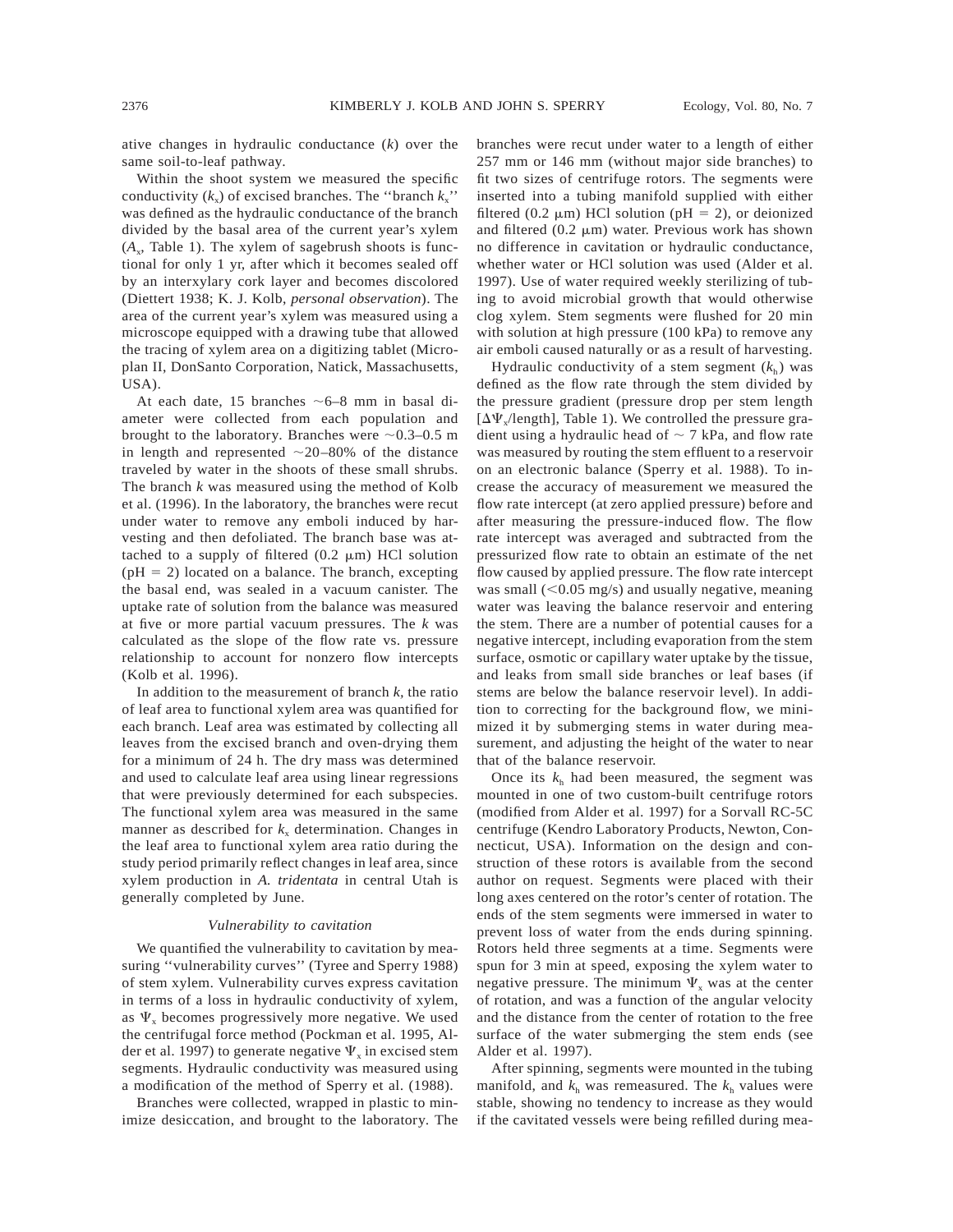ative changes in hydraulic conductance ($k$) over the same soil-to-leaf pathway.

Within the shoot system we measured the specific conductivity ($k_x$) of excised branches. The ''branch $k_x$'' was defined as the hydraulic conductance of the branch divided by the basal area of the current year's xylem ($A_x$, Table 1). The xylem of sagebrush shoots is functional for only 1 yr, after which it becomes sealed off by an interxylary cork layer and becomes discolored (Diettert 1938; K. J. Kolb, *personal observation*). The area of the current year's xylem was measured using a microscope equipped with a drawing tube that allowed the tracing of xylem area on a digitizing tablet (Microplan II, DonSanto Corporation, Natick, Massachusetts, USA).

At each date, 15 branches ~6–8 mm in basal diameter were collected from each population and brought to the laboratory. Branches were ~0.3–0.5 m in length and represented ~20–80% of the distance traveled by water in the shoots of these small shrubs. The branch $k$ was measured using the method of Kolb et al. (1996). In the laboratory, the branches were recut under water to remove any emboli induced by harvesting and then defoliated. The branch base was attached to a supply of filtered (0.2 μm) HCl solution (pH = 2) located on a balance. The branch, excepting the basal end, was sealed in a vacuum canister. The uptake rate of solution from the balance was measured at five or more partial vacuum pressures. The $k$ was calculated as the slope of the flow rate vs. pressure relationship to account for nonzero flow intercepts (Kolb et al. 1996).

In addition to the measurement of branch $k$, the ratio of leaf area to functional xylem area was quantified for each branch. Leaf area was estimated by collecting all leaves from the excised branch and oven-drying them for a minimum of 24 h. The dry mass was determined and used to calculate leaf area using linear regressions that were previously determined for each subspecies. The functional xylem area was measured in the same manner as described for $k_x$ determination. Changes in the leaf area to functional xylem area ratio during the study period primarily reflect changes in leaf area, since xylem production in *A. tridentata* in central Utah is generally completed by June.

### *Vulnerability to cavitation*

We quantified the vulnerability to cavitation by measuring ''vulnerability curves'' (Tyree and Sperry 1988) of stem xylem. Vulnerability curves express cavitation in terms of a loss in hydraulic conductivity of xylem, as $\Psi_x$ becomes progressively more negative. We used the centrifugal force method (Pockman et al. 1995, Alder et al. 1997) to generate negative $\Psi_x$ in excised stem segments. Hydraulic conductivity was measured using a modification of the method of Sperry et al. (1988).

Branches were collected, wrapped in plastic to minimize desiccation, and brought to the laboratory. The branches were recut under water to a length of either 257 mm or 146 mm (without major side branches) to fit two sizes of centrifuge rotors. The segments were inserted into a tubing manifold supplied with either filtered (0.2 μm) HCl solution (pH = 2), or deionized and filtered (0.2 μm) water. Previous work has shown no difference in cavitation or hydraulic conductance, whether water or HCl solution was used (Alder et al. 1997). Use of water required weekly sterilizing of tubing to avoid microbial growth that would otherwise clog xylem. Stem segments were flushed for 20 min with solution at high pressure (100 kPa) to remove any air emboli caused naturally or as a result of harvesting.

Hydraulic conductivity of a stem segment ($k_h$) was defined as the flow rate through the stem divided by the pressure gradient (pressure drop per stem length [$\Delta\Psi_x$/length], Table 1). We controlled the pressure gradient using a hydraulic head of ~ 7 kPa, and flow rate was measured by routing the stem effluent to a reservoir on an electronic balance (Sperry et al. 1988). To increase the accuracy of measurement we measured the flow rate intercept (at zero applied pressure) before and after measuring the pressure-induced flow. The flow rate intercept was averaged and subtracted from the pressurized flow rate to obtain an estimate of the net flow caused by applied pressure. The flow rate intercept was small (<0.05 mg/s) and usually negative, meaning water was leaving the balance reservoir and entering the stem. There are a number of potential causes for a negative intercept, including evaporation from the stem surface, osmotic or capillary water uptake by the tissue, and leaks from small side branches or leaf bases (if stems are below the balance reservoir level). In addition to correcting for the background flow, we minimized it by submerging stems in water during measurement, and adjusting the height of the water to near that of the balance reservoir.

Once its $k_h$ had been measured, the segment was mounted in one of two custom-built centrifuge rotors (modified from Alder et al. 1997) for a Sorvall RC-5C centrifuge (Kendro Laboratory Products, Newton, Connecticut, USA). Information on the design and construction of these rotors is available from the second author on request. Segments were placed with their long axes centered on the rotor's center of rotation. The ends of the stem segments were immersed in water to prevent loss of water from the ends during spinning. Rotors held three segments at a time. Segments were spun for 3 min at speed, exposing the xylem water to negative pressure. The minimum $\Psi_x$ was at the center of rotation, and was a function of the angular velocity and the distance from the center of rotation to the free surface of the water submerging the stem ends (see Alder et al. 1997).

After spinning, segments were mounted in the tubing manifold, and $k_h$ was remeasured. The $k_h$ values were stable, showing no tendency to increase as they would if the cavitated vessels were being refilled during mea-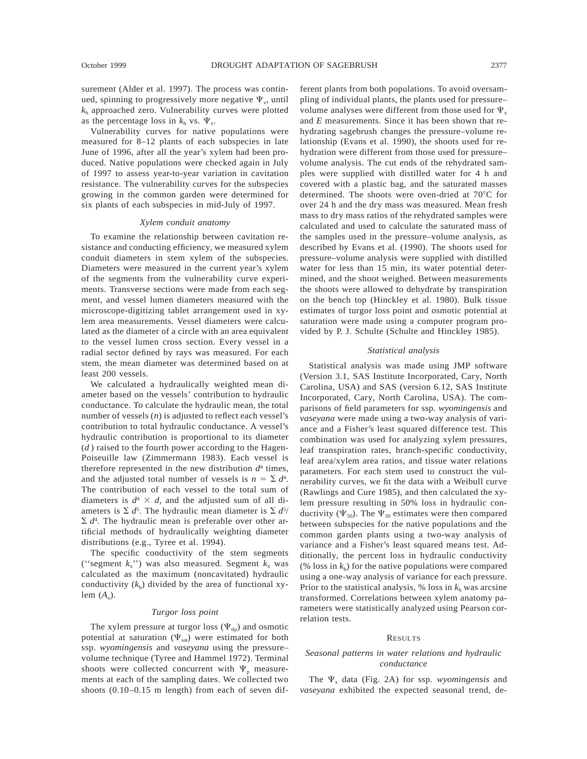surement (Alder et al. 1997). The process was continued, spinning to progressively more negative $\Psi_x$, until $k_h$ approached zero. Vulnerability curves were plotted as the percentage loss in $k_h$ vs. $\Psi_x$.

Vulnerability curves for native populations were measured for 8–12 plants of each subspecies in late June of 1996, after all the year's xylem had been produced. Native populations were checked again in July of 1997 to assess year-to-year variation in cavitation resistance. The vulnerability curves for the subspecies growing in the common garden were determined for six plants of each subspecies in mid-July of 1997.

### *Xylem conduit anatomy*

To examine the relationship between cavitation resistance and conducting efficiency, we measured xylem conduit diameters in stem xylem of the subspecies. Diameters were measured in the current year's xylem of the segments from the vulnerability curve experiments. Transverse sections were made from each segment, and vessel lumen diameters measured with the microscope-digitizing tablet arrangement used in xylem area measurements. Vessel diameters were calculated as the diameter of a circle with an area equivalent to the vessel lumen cross section. Every vessel in a radial sector defined by rays was measured. For each stem, the mean diameter was determined based on at least 200 vessels.

We calculated a hydraulically weighted mean diameter based on the vessels' contribution to hydraulic conductance. To calculate the hydraulic mean, the total number of vessels ($n$) is adjusted to reflect each vessel's contribution to total hydraulic conductance. A vessel's hydraulic contribution is proportional to its diameter ($d$) raised to the fourth power according to the Hagen-Poiseuille law (Zimmermann 1983). Each vessel is therefore represented in the new distribution $d^4$ times, and the adjusted total number of vessels is $n = \Sigma\, d^4$. The contribution of each vessel to the total sum of diameters is $d^4 \times d$, and the adjusted sum of all diameters is $\Sigma\, d^5$. The hydraulic mean diameter is $\Sigma\, d^5 / \Sigma\, d^4$. The hydraulic mean is preferable over other artificial methods of hydraulically weighting diameter distributions (e.g., Tyree et al. 1994).

The specific conductivity of the stem segments ("segment $k_x$") was also measured. Segment $k_x$ was calculated as the maximum (noncavitated) hydraulic conductivity ($k_h$) divided by the area of functional xylem ($A_x$).

### *Turgor loss point*

The xylem pressure at turgor loss ($\Psi_{tlp}$) and osmotic potential at saturation ($\Psi_{sat}$) were estimated for both ssp. *wyomingensis* and *vaseyana* using the pressure–volume technique (Tyree and Hammel 1972). Terminal shoots were collected concurrent with $\Psi_p$ measurements at each of the sampling dates. We collected two shoots (0.10–0.15 m length) from each of seven different plants from both populations. To avoid oversampling of individual plants, the plants used for pressure–volume analyses were different from those used for $\Psi_x$ and $E$ measurements. Since it has been shown that rehydrating sagebrush changes the pressure–volume relationship (Evans et al. 1990), the shoots used for rehydration were different from those used for pressure–volume analysis. The cut ends of the rehydrated samples were supplied with distilled water for 4 h and covered with a plastic bag, and the saturated masses determined. The shoots were oven-dried at 70°C for over 24 h and the dry mass was measured. Mean fresh mass to dry mass ratios of the rehydrated samples were calculated and used to calculate the saturated mass of the samples used in the pressure–volume analysis, as described by Evans et al. (1990). The shoots used for pressure–volume analysis were supplied with distilled water for less than 15 min, its water potential determined, and the shoot weighed. Between measurements the shoots were allowed to dehydrate by transpiration on the bench top (Hinckley et al. 1980). Bulk tissue estimates of turgor loss point and osmotic potential at saturation were made using a computer program provided by P. J. Schulte (Schulte and Hinckley 1985).

### *Statistical analysis*

Statistical analysis was made using JMP software (Version 3.1, SAS Institute Incorporated, Cary, North Carolina, USA) and SAS (version 6.12, SAS Institute Incorporated, Cary, North Carolina, USA). The comparisons of field parameters for ssp. *wyomingensis* and *vaseyana* were made using a two-way analysis of variance and a Fisher's least squared difference test. This combination was used for analyzing xylem pressures, leaf transpiration rates, branch-specific conductivity, leaf area/xylem area ratios, and tissue water relations parameters. For each stem used to construct the vulnerability curves, we fit the data with a Weibull curve (Rawlings and Cure 1985), and then calculated the xylem pressure resulting in 50% loss in hydraulic conductivity ($\Psi_{50}$). The $\Psi_{50}$ estimates were then compared between subspecies for the native populations and the common garden plants using a two-way analysis of variance and a Fisher's least squared means test. Additionally, the percent loss in hydraulic conductivity (% loss in $k_h$) for the native populations were compared using a one-way analysis of variance for each pressure. Prior to the statistical analysis, % loss in $k_h$ was arcsine transformed. Correlations between xylem anatomy parameters were statistically analyzed using Pearson correlation tests.

## Results

### *Seasonal patterns in water relations and hydraulic conductance*

The $\Psi_x$ data (Fig. 2A) for ssp. *wyomingensis* and *vaseyana* exhibited the expected seasonal trend, de-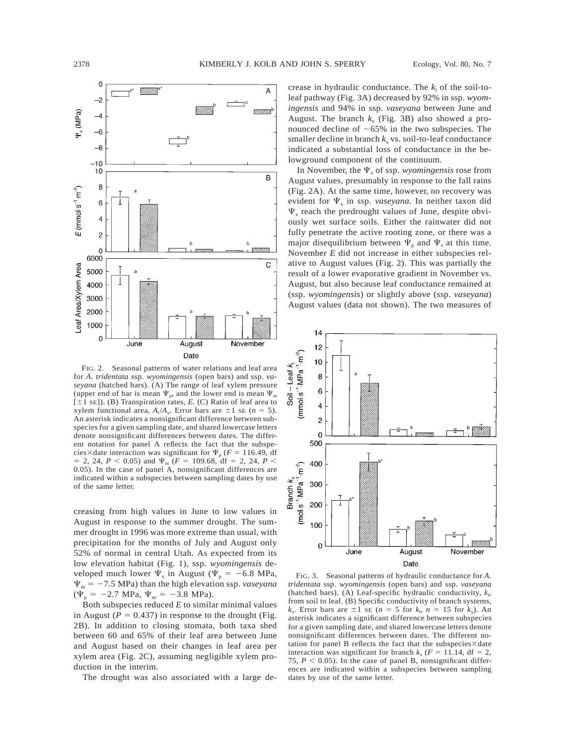0
−2
−4
−6
−8
−10
$\Psi_x$ (MPa)
A
a*
a*
b
b
c
b
10
8
6
4
2
0
$E$ (mmol·s$^{-1}$·m$^{-2}$)
B
a
b
b
6000
5000
4000
3000
2000
1000
0
Leaf Area/Xylem Area
C
a
b
b
June
August
November
Date

FIG. 2. Seasonal patterns of water relations and leaf area for *A. tridentata* ssp. *wyomingensis* (open bars) and ssp. *vaseyana* (hatched bars). (A) The range of leaf xylem pressure (upper end of bar is mean $\Psi_p$, and the lower end is mean $\Psi_m$ [$\pm$1 SE]). (B) Transpiration rates, *E*. (C) Ratio of leaf area to xylem functional area, $A_l/A_x$. Error bars are $\pm$1 SE ($n = 5$). An asterisk indicates a nonsignificant difference between subspecies for a given sampling date, and shared lowercase letters denote nonsignificant differences between dates. The different notation for panel A reflects the fact that the subspecies×date interaction was significant for $\Psi_p$ ($F = 116.49$, df = 2, 24, $P < 0.05$) and $\Psi_m$ ($F = 109.68$, df = 2, 24, $P < 0.05$). In the case of panel A, nonsignificant differences are indicated within a subspecies between sampling dates by use of the same letter.

creasing from high values in June to low values in August in response to the summer drought. The summer drought in 1996 was more extreme than usual, with precipitation for the months of July and August only 52% of normal in central Utah. As expected from its low elevation habitat (Fig. 1), ssp. *wyomingensis* developed much lower $\Psi_x$ in August ($\Psi_p = -6.8$ MPa, $\Psi_m = -7.5$ MPa) than the high elevation ssp. *vaseyana* ($\Psi_p = -2.7$ MPa, $\Psi_m = -3.8$ MPa).

Both subspecies reduced *E* to similar minimal values in August ($P = 0.437$) in response to the drought (Fig. 2B). In addition to closing stomata, both taxa shed between 60 and 65% of their leaf area between June and August based on their changes in leaf area per xylem area (Fig. 2C), assuming negligible xylem production in the interim.

The drought was also associated with a large decrease in hydraulic conductance. The $k_l$ of the soil-to-leaf pathway (Fig. 3A) decreased by 92% in ssp. *wyomingensis* and 94% in ssp. *vaseyana* between June and August. The branch $k_x$ (Fig. 3B) also showed a pronounced decline of ~65% in the two subspecies. The smaller decline in branch $k_x$ vs. soil-to-leaf conductance indicated a substantial loss of conductance in the belowground component of the continuum.

In November, the $\Psi_x$ of ssp. *wyomingensis* rose from August values, presumably in response to the fall rains (Fig. 2A). At the same time, however, no recovery was evident for $\Psi_x$ in ssp. *vaseyana*. In neither taxon did $\Psi_x$ reach the predrought values of June, despite obviously wet surface soils. Either the rainwater did not fully penetrate the active rooting zone, or there was a major disequilibrium between $\Psi_p$ and $\Psi_s$ at this time. November *E* did not increase in either subspecies relative to August values (Fig. 2). This was partially the result of a lower evaporative gradient in November vs. August, but also because leaf conductance remained at (ssp. *wyomingensis*) or slightly above (ssp. *vaseyana*) August values (data not shown). The two measures of

14
12
10
8
6
4
2
0
Soil – Leaf $k_l$ (mmol·s$^{-1}$·MPa$^{-1}$·m$^{-2}$)
a
b
b
500
400
300
200
100
0
Branch $k_x$ (mol·s$^{-1}$·MPa$^{-1}$·m$^{-2}$)
a*
a*
b
b
c
b
June
August
November
Date

FIG. 3. Seasonal patterns of hydraulic conductance for *A. tridentata* ssp. *wyomingensis* (open bars) and ssp. *vaseyana* (hatched bars). (A) Leaf-specific hydraulic conductivity, $k_l$, from soil to leaf. (B) Specific conductivity of branch systems, $k_x$. Error bars are $\pm$1 SE ($n = 5$ for $k_l$, $n = 15$ for $k_x$). An asterisk indicates a significant difference between subspecies for a given sampling date, and shared lowercase letters denote nonsignificant differences between dates. The different notation for panel B reflects the fact that the subspecies×date interaction was significant for branch $k_x$ ($F = 11.14$, df = 2, 75, $P < 0.05$). In the case of panel B, nonsignificant differences are indicated within a subspecies between sampling dates by use of the same letter.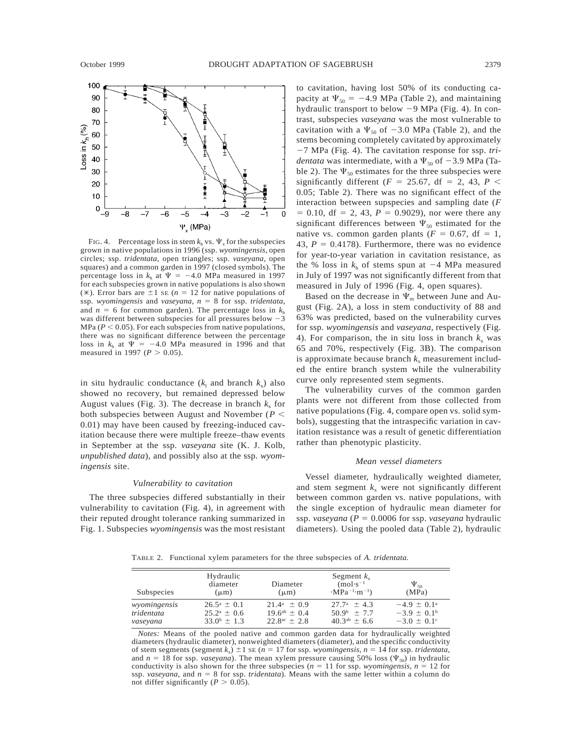100
90
80
70
60
50
40
30
20
10
0
-9 -8 -7 -6 -5 -4 -3 -2 -1 0
Loss in $k_h$ (%)
$\Psi_x$ (MPa)

FIG. 4. Percentage loss in stem $k_h$ vs. $\Psi_x$ for the subspecies grown in native populations in 1996 (ssp. *wyomingensis*, open circles; ssp. *tridentata*, open triangles; ssp. *vaseyana*, open squares) and a common garden in 1997 (closed symbols). The percentage loss in $k_h$ at $\Psi = -4.0$ MPa measured in 1997 for each subspecies grown in native populations is also shown (∗). Error bars are ±1 SE ($n = 12$ for native populations of ssp. *wyomingensis* and *vaseyana*, $n = 8$ for ssp. *tridentata*, and $n = 6$ for common garden). The percentage loss in $k_h$ was different between subspecies for all pressures below −3 MPa ($P < 0.05$). For each subspecies from native populations, there was no significant difference between the percentage loss in $k_h$ at $\Psi = -4.0$ MPa measured in 1996 and that measured in 1997 ($P > 0.05$).

in situ hydraulic conductance ($k_l$ and branch $k_x$) also showed no recovery, but remained depressed below August values (Fig. 3). The decrease in branch $k_x$ for both subspecies between August and November ($P < 0.01$) may have been caused by freezing-induced cavitation because there were multiple freeze–thaw events in September at the ssp. *vaseyana* site (K. J. Kolb, *unpublished data*), and possibly also at the ssp. *wyomingensis* site.

### *Vulnerability to cavitation*

The three subspecies differed substantially in their vulnerability to cavitation (Fig. 4), in agreement with their reputed drought tolerance ranking summarized in Fig. 1. Subspecies *wyomingensis* was the most resistant to cavitation, having lost 50% of its conducting capacity at $\Psi_{50} = -4.9$ MPa (Table 2), and maintaining hydraulic transport to below −9 MPa (Fig. 4). In contrast, subspecies *vaseyana* was the most vulnerable to cavitation with a $\Psi_{50}$ of −3.0 MPa (Table 2), and the stems becoming completely cavitated by approximately −7 MPa (Fig. 4). The cavitation response for ssp. *tridentata* was intermediate, with a $\Psi_{50}$ of −3.9 MPa (Table 2). The $\Psi_{50}$ estimates for the three subspecies were significantly different ($F = 25.67$, df = 2, 43, $P < 0.05$; Table 2). There was no significant effect of the interaction between supspecies and sampling date ($F = 0.10$, df = 2, 43, $P = 0.9029$), nor were there any significant differences between $\Psi_{50}$ estimated for the native vs. common garden plants ($F = 0.67$, df = 1, 43, $P = 0.4178$). Furthermore, there was no evidence for year-to-year variation in cavitation resistance, as the % loss in $k_h$ of stems spun at −4 MPa measured in July of 1997 was not significantly different from that measured in July of 1996 (Fig. 4, open squares).

Based on the decrease in $\Psi_m$ between June and August (Fig. 2A), a loss in stem conductivity of 88 and 63% was predicted, based on the vulnerability curves for ssp. *wyomingensis* and *vaseyana*, respectively (Fig. 4). For comparison, the in situ loss in branch $k_x$ was 65 and 70%, respectively (Fig. 3B). The comparison is approximate because branch $k_x$ measurement included the entire branch system while the vulnerability curve only represented stem segments.

The vulnerability curves of the common garden plants were not different from those collected from native populations (Fig. 4, compare open vs. solid symbols), suggesting that the intraspecific variation in cavitation resistance was a result of genetic differentiation rather than phenotypic plasticity.

### *Mean vessel diameters*

Vessel diameter, hydraulically weighted diameter, and stem segment $k_x$ were not significantly different between common garden vs. native populations, with the single exception of hydraulic mean diameter for ssp. *vaseyana* ($P = 0.0006$ for ssp. *vaseyana* hydraulic diameters). Using the pooled data (Table 2), hydraulic

TABLE 2. Functional xylem parameters for the three subspecies of *A. tridentata.*

| Subspecies | Hydraulic diameter (μm) | Diameter (μm) | Segment $k_x$ ($mol \cdot s^{-1} \cdot MPa^{-1} \cdot m^{-1}$) | $\Psi_{50}$ (MPa) |
|---|---|---|---|---|
| *wyomingensis* | $26.5^{a} \pm 0.1$ | $21.4^{a} \pm 0.9$ | $27.7^{a} \pm 4.3$ | $-4.9 \pm 0.1^{a}$ |
| *tridentata* | $25.2^{a} \pm 0.6$ | $19.6^{ab} \pm 0.4$ | $50.9^{b} \pm 7.7$ | $-3.9 \pm 0.1^{b}$ |
| *vaseyana* | $33.0^{b} \pm 1.3$ | $22.8^{ac} \pm 2.8$ | $40.3^{ab} \pm 6.6$ | $-3.0 \pm 0.1^{c}$ |

*Notes:* Means of the pooled native and common garden data for hydraulically weighted diameters (hydraulic diameter), nonweighted diameters (diameter), and the specific conductivity of stem segments (segment $k_x$) ±1 SE ($n = 17$ for ssp. *wyomingensis*, $n = 14$ for ssp. *tridentata*, and $n = 18$ for ssp. *vaseyana*). The mean xylem pressure causing 50% loss ($\Psi_{50}$) in hydraulic conductivity is also shown for the three subspecies ($n = 11$ for ssp. *wyomingensis*, $n = 12$ for ssp. *vaseyana*, and $n = 8$ for ssp. *tridentata*). Means with the same letter within a column do not differ significantly ($P > 0.05$).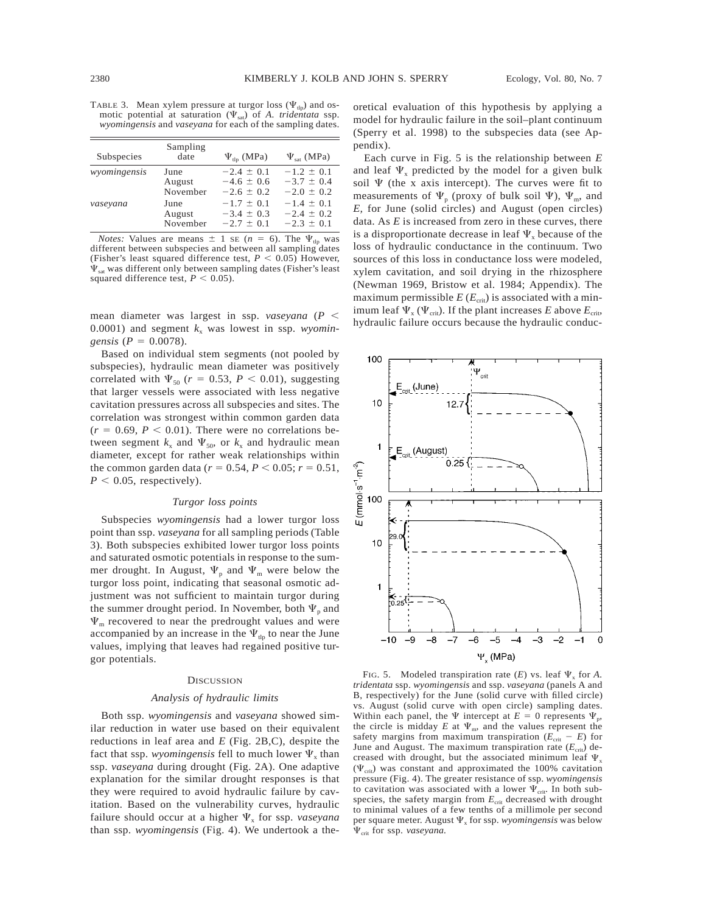TABLE 3. Mean xylem pressure at turgor loss ($\Psi_{tlp}$) and osmotic potential at saturation ($\Psi_{sat}$) of *A. tridentata* ssp. *wyomingensis* and *vaseyana* for each of the sampling dates.

| Subspecies | Sampling date | $\Psi_{tlp}$ (MPa) | $\Psi_{sat}$ (MPa) |
|---|---|---|---|
| *wyomingensis* | June | $-2.4 \pm 0.1$ | $-1.2 \pm 0.1$ |
| | August | $-4.6 \pm 0.6$ | $-3.7 \pm 0.4$ |
| | November | $-2.6 \pm 0.2$ | $-2.0 \pm 0.2$ |
| *vaseyana* | June | $-1.7 \pm 0.1$ | $-1.4 \pm 0.1$ |
| | August | $-3.4 \pm 0.3$ | $-2.4 \pm 0.2$ |
| | November | $-2.7 \pm 0.1$ | $-2.3 \pm 0.1$ |

*Notes:* Values are means $\pm$ 1 SE ($n = 6$). The $\Psi_{tlp}$ was different between subspecies and between all sampling dates (Fisher's least squared difference test, $P < 0.05$) However, $\Psi_{sat}$ was different only between sampling dates (Fisher's least squared difference test, $P < 0.05$).

mean diameter was largest in ssp. *vaseyana* ($P < 0.0001$) and segment $k_x$ was lowest in ssp. *wyomingensis* ($P = 0.0078$).

Based on individual stem segments (not pooled by subspecies), hydraulic mean diameter was positively correlated with $\Psi_{50}$ ($r = 0.53$, $P < 0.01$), suggesting that larger vessels were associated with less negative cavitation pressures across all subspecies and sites. The correlation was strongest within common garden data ($r = 0.69$, $P < 0.01$). There were no correlations between segment $k_x$ and $\Psi_{50}$, or $k_x$ and hydraulic mean diameter, except for rather weak relationships within the common garden data ($r = 0.54$, $P < 0.05$; $r = 0.51$, $P < 0.05$, respectively).

### *Turgor loss points*

Subspecies *wyomingensis* had a lower turgor loss point than ssp. *vaseyana* for all sampling periods (Table 3). Both subspecies exhibited lower turgor loss points and saturated osmotic potentials in response to the summer drought. In August, $\Psi_p$ and $\Psi_m$ were below the turgor loss point, indicating that seasonal osmotic adjustment was not sufficient to maintain turgor during the summer drought period. In November, both $\Psi_p$ and $\Psi_m$ recovered to near the predrought values and were accompanied by an increase in the $\Psi_{tlp}$ to near the June values, implying that leaves had regained positive turgor potentials.

## DISCUSSION

### *Analysis of hydraulic limits*

Both ssp. *wyomingensis* and *vaseyana* showed similar reduction in water use based on their equivalent reductions in leaf area and $E$ (Fig. 2B,C), despite the fact that ssp. *wyomingensis* fell to much lower $\Psi_x$ than ssp. *vaseyana* during drought (Fig. 2A). One adaptive explanation for the similar drought responses is that they were required to avoid hydraulic failure by cavitation. Based on the vulnerability curves, hydraulic failure should occur at a higher $\Psi_x$ for ssp. *vaseyana* than ssp. *wyomingensis* (Fig. 4). We undertook a theoretical evaluation of this hypothesis by applying a model for hydraulic failure in the soil–plant continuum (Sperry et al. 1998) to the subspecies data (see Appendix).

Each curve in Fig. 5 is the relationship between $E$ and leaf $\Psi_x$ predicted by the model for a given bulk soil $\Psi$ (the x axis intercept). The curves were fit to measurements of $\Psi_p$ (proxy of bulk soil $\Psi$), $\Psi_m$, and $E$, for June (solid circles) and August (open circles) data. As $E$ is increased from zero in these curves, there is a disproportionate decrease in leaf $\Psi_x$ because of the loss of hydraulic conductance in the continuum. Two sources of this loss in conductance loss were modeled, xylem cavitation, and soil drying in the rhizosphere (Newman 1969, Bristow et al. 1984; Appendix). The maximum permissible $E$ ($E_{crit}$) is associated with a minimum leaf $\Psi_x$ ($\Psi_{crit}$). If the plant increases $E$ above $E_{crit}$, hydraulic failure occurs because the hydraulic conduc-

$\Psi_{crit}$
$E_{crit}$ (June)
12.7
$E_{crit}$ (August)
0.25
29.0
0.25
$E$ (mmol·s$^{-1}$·m$^{-2}$)
100
10
1
100
10
1
−10 −9 −8 −7 −6 −5 −4 −3 −2 −1 0
$\Psi_x$ (MPa)

FIG. 5. Modeled transpiration rate ($E$) vs. leaf $\Psi_x$ for *A. tridentata* ssp. *wyomingensis* and ssp. *vaseyana* (panels A and B, respectively) for the June (solid curve with filled circle) vs. August (solid curve with open circle) sampling dates. Within each panel, the $\Psi$ intercept at $E = 0$ represents $\Psi_p$, the circle is midday $E$ at $\Psi_m$, and the values represent the safety margins from maximum transpiration ($E_{crit} - E$) for June and August. The maximum transpiration rate ($E_{crit}$) decreased with drought, but the associated minimum leaf $\Psi_x$ ($\Psi_{crit}$) was constant and approximated the 100% cavitation pressure (Fig. 4). The greater resistance of ssp. *wyomingensis* to cavitation was associated with a lower $\Psi_{crit}$. In both subspecies, the safety margin from $E_{crit}$ decreased with drought to minimal values of a few tenths of a millimole per second per square meter. August $\Psi_x$ for ssp. *wyomingensis* was below $\Psi_{crit}$ for ssp. *vaseyana.*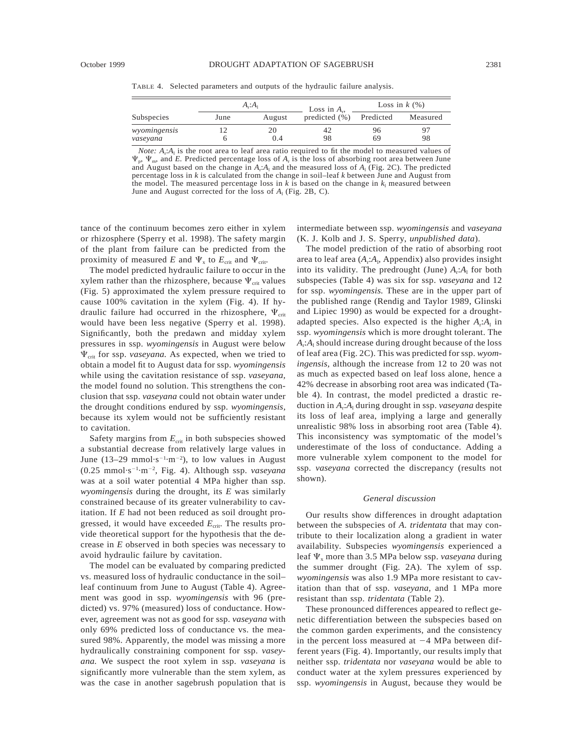TABLE 4. Selected parameters and outputs of the hydraulic failure analysis.

| Subspecies | $A_r$:$A_l$ | | Loss in $A_r$, predicted (%) | Loss in $k$ (%) | |
|---|---|---|---|---|---|
| | June | August | | Predicted | Measured |
| *wyomingensis* | 12 | 20 | 42 | 96 | 97 |
| *vaseyana* | 6 | 0.4 | 98 | 69 | 98 |

*Note:* $A_r$:$A_l$ is the root area to leaf area ratio required to fit the model to measured values of $\Psi_p$, $\Psi_m$, and $E$. Predicted percentage loss of $A_r$ is the loss of absorbing root area between June and August based on the change in $A_r$:$A_l$ and the measured loss of $A_l$ (Fig. 2C). The predicted percentage loss in $k$ is calculated from the change in soil–leaf $k$ between June and August from the model. The measured percentage loss in $k$ is based on the change in $k_l$ measured between June and August corrected for the loss of $A_l$ (Fig. 2B, C).

tance of the continuum becomes zero either in xylem or rhizosphere (Sperry et al. 1998). The safety margin of the plant from failure can be predicted from the proximity of measured $E$ and $\Psi_x$ to $E_{crit}$ and $\Psi_{crit}$.

The model predicted hydraulic failure to occur in the xylem rather than the rhizosphere, because $\Psi_{crit}$ values (Fig. 5) approximated the xylem pressure required to cause 100% cavitation in the xylem (Fig. 4). If hydraulic failure had occurred in the rhizosphere, $\Psi_{crit}$ would have been less negative (Sperry et al. 1998). Significantly, both the predawn and midday xylem pressures in ssp. *wyomingensis* in August were below $\Psi_{crit}$ for ssp. *vaseyana.* As expected, when we tried to obtain a model fit to August data for ssp. *wyomingensis* while using the cavitation resistance of ssp. *vaseyana,* the model found no solution. This strengthens the conclusion that ssp. *vaseyana* could not obtain water under the drought conditions endured by ssp. *wyomingensis,* because its xylem would not be sufficiently resistant to cavitation.

Safety margins from $E_{crit}$ in both subspecies showed a substantial decrease from relatively large values in June (13–29 $mmol \cdot s^{-1} \cdot m^{-2}$), to low values in August (0.25 $mmol \cdot s^{-1} \cdot m^{-2}$, Fig. 4). Although ssp. *vaseyana* was at a soil water potential 4 MPa higher than ssp. *wyomingensis* during the drought, its $E$ was similarly constrained because of its greater vulnerability to cavitation. If $E$ had not been reduced as soil drought progressed, it would have exceeded $E_{crit}$. The results provide theoretical support for the hypothesis that the decrease in $E$ observed in both species was necessary to avoid hydraulic failure by cavitation.

The model can be evaluated by comparing predicted vs. measured loss of hydraulic conductance in the soil–leaf continuum from June to August (Table 4). Agreement was good in ssp. *wyomingensis* with 96 (predicted) vs. 97% (measured) loss of conductance. However, agreement was not as good for ssp. *vaseyana* with only 69% predicted loss of conductance vs. the measured 98%. Apparently, the model was missing a more hydraulically constraining component for ssp. *vaseyana.* We suspect the root xylem in ssp. *vaseyana* is significantly more vulnerable than the stem xylem, as was the case in another sagebrush population that is intermediate between ssp. *wyomingensis* and *vaseyana* (K. J. Kolb and J. S. Sperry, *unpublished data*).

The model prediction of the ratio of absorbing root area to leaf area ($A_r$:$A_l$, Appendix) also provides insight into its validity. The predrought (June) $A_r$:$A_l$ for both subspecies (Table 4) was six for ssp. *vaseyana* and 12 for ssp. *wyomingensis.* These are in the upper part of the published range (Rendig and Taylor 1989, Glinski and Lipiec 1990) as would be expected for a drought-adapted species. Also expected is the higher $A_r$:$A_l$ in ssp. *wyomingensis* which is more drought tolerant. The $A_r$:$A_l$ should increase during drought because of the loss of leaf area (Fig. 2C). This was predicted for ssp. *wyomingensis,* although the increase from 12 to 20 was not as much as expected based on leaf loss alone, hence a 42% decrease in absorbing root area was indicated (Table 4). In contrast, the model predicted a drastic reduction in $A_r$:$A_l$ during drought in ssp. *vaseyana* despite its loss of leaf area, implying a large and generally unrealistic 98% loss in absorbing root area (Table 4). This inconsistency was symptomatic of the model's underestimate of the loss of conductance. Adding a more vulnerable xylem component to the model for ssp. *vaseyana* corrected the discrepancy (results not shown).

### *General discussion*

Our results show differences in drought adaptation between the subspecies of *A. tridentata* that may contribute to their localization along a gradient in water availability. Subspecies *wyomingensis* experienced a leaf $\Psi_x$ more than 3.5 MPa below ssp. *vaseyana* during the summer drought (Fig. 2A). The xylem of ssp. *wyomingensis* was also 1.9 MPa more resistant to cavitation than that of ssp. *vaseyana,* and 1 MPa more resistant than ssp. *tridentata* (Table 2).

These pronounced differences appeared to reflect genetic differentiation between the subspecies based on the common garden experiments, and the consistency in the percent loss measured at −4 MPa between different years (Fig. 4). Importantly, our results imply that neither ssp. *tridentata* nor *vaseyana* would be able to conduct water at the xylem pressures experienced by ssp. *wyomingensis* in August, because they would be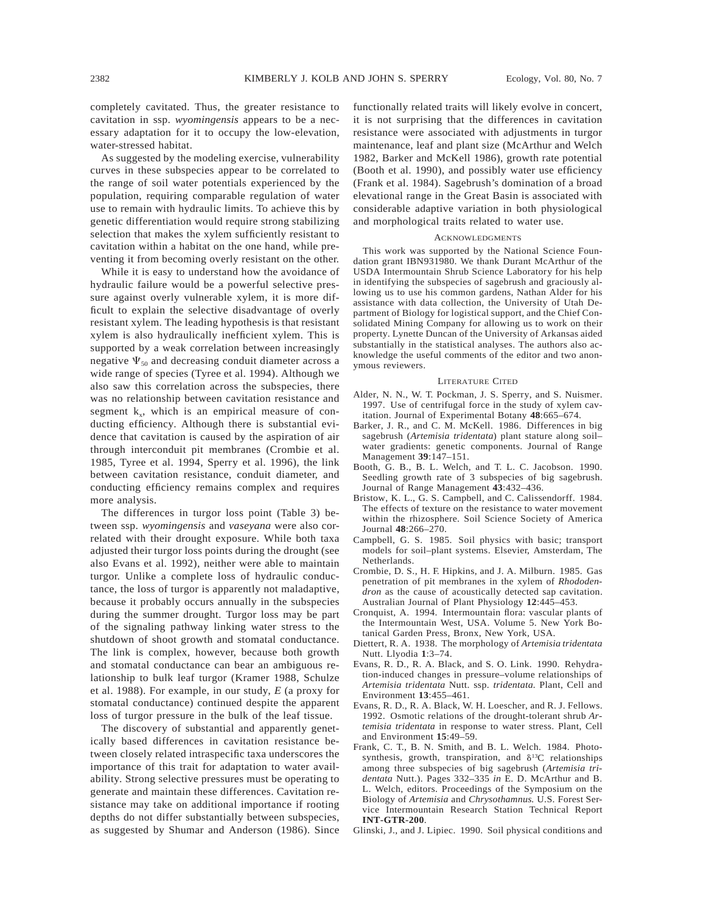completely cavitated. Thus, the greater resistance to cavitation in ssp. *wyomingensis* appears to be a necessary adaptation for it to occupy the low-elevation, water-stressed habitat.

As suggested by the modeling exercise, vulnerability curves in these subspecies appear to be correlated to the range of soil water potentials experienced by the population, requiring comparable regulation of water use to remain with hydraulic limits. To achieve this by genetic differentiation would require strong stabilizing selection that makes the xylem sufficiently resistant to cavitation within a habitat on the one hand, while preventing it from becoming overly resistant on the other.

While it is easy to understand how the avoidance of hydraulic failure would be a powerful selective pressure against overly vulnerable xylem, it is more difficult to explain the selective disadvantage of overly resistant xylem. The leading hypothesis is that resistant xylem is also hydraulically inefficient xylem. This is supported by a weak correlation between increasingly negative $\Psi_{50}$ and decreasing conduit diameter across a wide range of species (Tyree et al. 1994). Although we also saw this correlation across the subspecies, there was no relationship between cavitation resistance and segment $k_x$, which is an empirical measure of conducting efficiency. Although there is substantial evidence that cavitation is caused by the aspiration of air through interconduit pit membranes (Crombie et al. 1985, Tyree et al. 1994, Sperry et al. 1996), the link between cavitation resistance, conduit diameter, and conducting efficiency remains complex and requires more analysis.

The differences in turgor loss point (Table 3) between ssp. *wyomingensis* and *vaseyana* were also correlated with their drought exposure. While both taxa adjusted their turgor loss points during the drought (see also Evans et al. 1992), neither were able to maintain turgor. Unlike a complete loss of hydraulic conductance, the loss of turgor is apparently not maladaptive, because it probably occurs annually in the subspecies during the summer drought. Turgor loss may be part of the signaling pathway linking water stress to the shutdown of shoot growth and stomatal conductance. The link is complex, however, because both growth and stomatal conductance can bear an ambiguous relationship to bulk leaf turgor (Kramer 1988, Schulze et al. 1988). For example, in our study, *E* (a proxy for stomatal conductance) continued despite the apparent loss of turgor pressure in the bulk of the leaf tissue.

The discovery of substantial and apparently genetically based differences in cavitation resistance between closely related intraspecific taxa underscores the importance of this trait for adaptation to water availability. Strong selective pressures must be operating to generate and maintain these differences. Cavitation resistance may take on additional importance if rooting depths do not differ substantially between subspecies, as suggested by Shumar and Anderson (1986). Since functionally related traits will likely evolve in concert, it is not surprising that the differences in cavitation resistance were associated with adjustments in turgor maintenance, leaf and plant size (McArthur and Welch 1982, Barker and McKell 1986), growth rate potential (Booth et al. 1990), and possibly water use efficiency (Frank et al. 1984). Sagebrush's domination of a broad elevational range in the Great Basin is associated with considerable adaptive variation in both physiological and morphological traits related to water use.

## Acknowledgments

This work was supported by the National Science Foundation grant IBN931980. We thank Durant McArthur of the USDA Intermountain Shrub Science Laboratory for his help in identifying the subspecies of sagebrush and graciously allowing us to use his common gardens, Nathan Alder for his assistance with data collection, the University of Utah Department of Biology for logistical support, and the Chief Consolidated Mining Company for allowing us to work on their property. Lynette Duncan of the University of Arkansas aided substantially in the statistical analyses. The authors also acknowledge the useful comments of the editor and two anonymous reviewers.

## Literature Cited

Alder, N. N., W. T. Pockman, J. S. Sperry, and S. Nuismer. 1997. Use of centrifugal force in the study of xylem cavitation. Journal of Experimental Botany **48**:665–674.

Barker, J. R., and C. M. McKell. 1986. Differences in big sagebrush (*Artemisia tridentata*) plant stature along soil–water gradients: genetic components. Journal of Range Management **39**:147–151.

Booth, G. B., B. L. Welch, and T. L. C. Jacobson. 1990. Seedling growth rate of 3 subspecies of big sagebrush. Journal of Range Management **43**:432–436.

Bristow, K. L., G. S. Campbell, and C. Calissendorff. 1984. The effects of texture on the resistance to water movement within the rhizosphere. Soil Science Society of America Journal **48**:266–270.

Campbell, G. S. 1985. Soil physics with basic; transport models for soil–plant systems. Elsevier, Amsterdam, The Netherlands.

Crombie, D. S., H. F. Hipkins, and J. A. Milburn. 1985. Gas penetration of pit membranes in the xylem of *Rhododendron* as the cause of acoustically detected sap cavitation. Australian Journal of Plant Physiology **12**:445–453.

Cronquist, A. 1994. Intermountain flora: vascular plants of the Intermountain West, USA. Volume 5. New York Botanical Garden Press, Bronx, New York, USA.

Diettert, R. A. 1938. The morphology of *Artemisia tridentata* Nutt. Llyodia **1**:3–74.

Evans, R. D., R. A. Black, and S. O. Link. 1990. Rehydration-induced changes in pressure–volume relationships of *Artemisia tridentata* Nutt. ssp. *tridentata*. Plant, Cell and Environment **13**:455–461.

Evans, R. D., R. A. Black, W. H. Loescher, and R. J. Fellows. 1992. Osmotic relations of the drought-tolerant shrub *Artemisia tridentata* in response to water stress. Plant, Cell and Environment **15**:49–59.

Frank, C. T., B. N. Smith, and B. L. Welch. 1984. Photosynthesis, growth, transpiration, and $\delta^{13}C$ relationships among three subspecies of big sagebrush (*Artemisia tridentata* Nutt.). Pages 332–335 *in* E. D. McArthur and B. L. Welch, editors. Proceedings of the Symposium on the Biology of *Artemisia* and *Chrysothamnus.* U.S. Forest Service Intermountain Research Station Technical Report **INT-GTR-200**.

Glinski, J., and J. Lipiec. 1990. Soil physical conditions and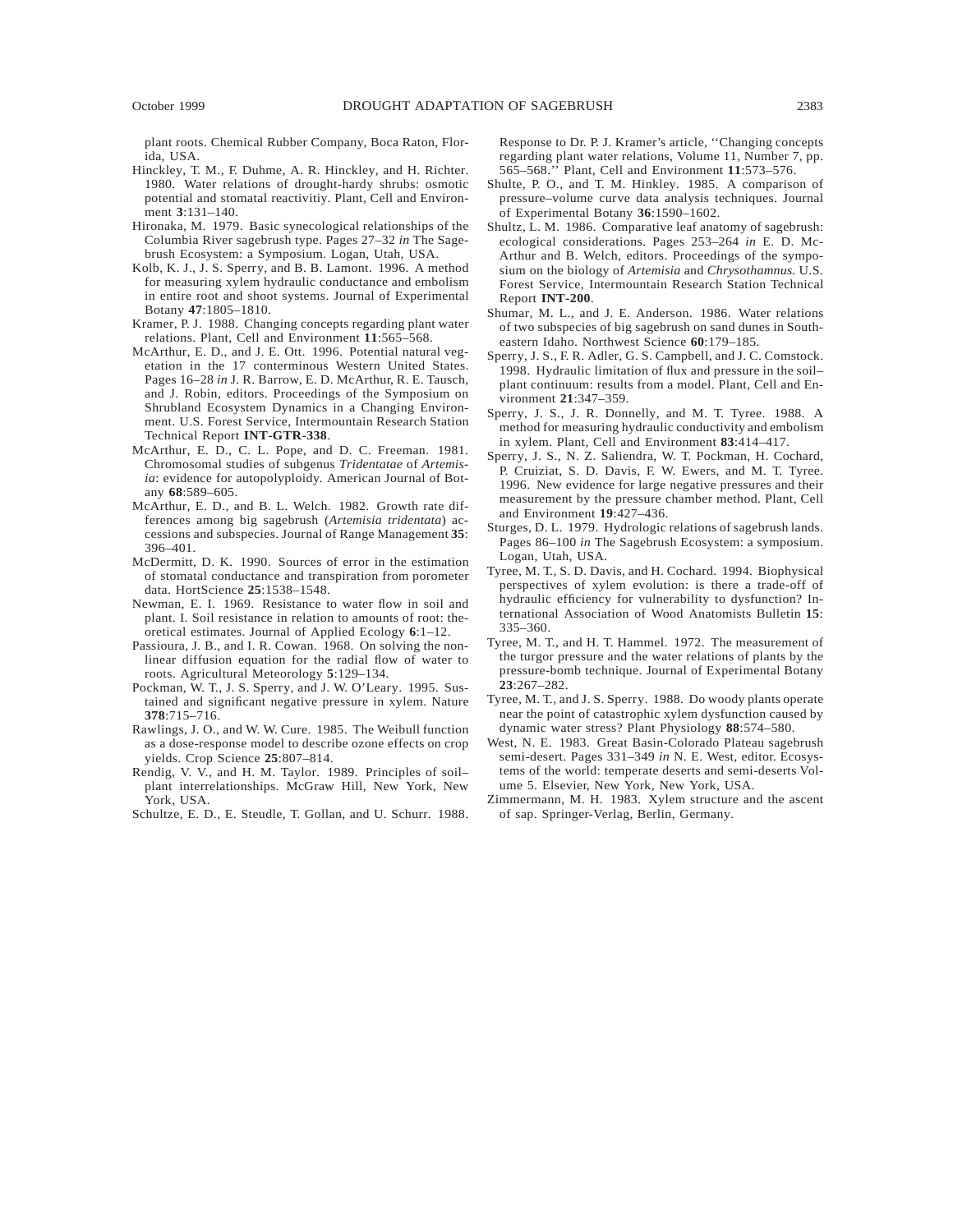plant roots. Chemical Rubber Company, Boca Raton, Florida, USA.

Hinckley, T. M., F. Duhme, A. R. Hinckley, and H. Richter. 1980. Water relations of drought-hardy shrubs: osmotic potential and stomatal reactivitiy. Plant, Cell and Environment **3**:131–140.

Hironaka, M. 1979. Basic synecological relationships of the Columbia River sagebrush type. Pages 27–32 *in* The Sagebrush Ecosystem: a Symposium. Logan, Utah, USA.

Kolb, K. J., J. S. Sperry, and B. B. Lamont. 1996. A method for measuring xylem hydraulic conductance and embolism in entire root and shoot systems. Journal of Experimental Botany **47**:1805–1810.

Kramer, P. J. 1988. Changing concepts regarding plant water relations. Plant, Cell and Environment **11**:565–568.

McArthur, E. D., and J. E. Ott. 1996. Potential natural vegetation in the 17 conterminous Western United States. Pages 16–28 *in* J. R. Barrow, E. D. McArthur, R. E. Tausch, and J. Robin, editors. Proceedings of the Symposium on Shrubland Ecosystem Dynamics in a Changing Environment. U.S. Forest Service, Intermountain Research Station Technical Report **INT-GTR-338**.

McArthur, E. D., C. L. Pope, and D. C. Freeman. 1981. Chromosomal studies of subgenus *Tridentatae* of *Artemisia*: evidence for autopolyploidy. American Journal of Botany **68**:589–605.

McArthur, E. D., and B. L. Welch. 1982. Growth rate differences among big sagebrush (*Artemisia tridentata*) accessions and subspecies. Journal of Range Management **35**: 396–401.

McDermitt, D. K. 1990. Sources of error in the estimation of stomatal conductance and transpiration from porometer data. HortScience **25**:1538–1548.

Newman, E. I. 1969. Resistance to water flow in soil and plant. I. Soil resistance in relation to amounts of root: theoretical estimates. Journal of Applied Ecology **6**:1–12.

Passioura, J. B., and I. R. Cowan. 1968. On solving the non-linear diffusion equation for the radial flow of water to roots. Agricultural Meteorology **5**:129–134.

Pockman, W. T., J. S. Sperry, and J. W. O'Leary. 1995. Sustained and significant negative pressure in xylem. Nature **378**:715–716.

Rawlings, J. O., and W. W. Cure. 1985. The Weibull function as a dose-response model to describe ozone effects on crop yields. Crop Science **25**:807–814.

Rendig, V. V., and H. M. Taylor. 1989. Principles of soil–plant interrelationships. McGraw Hill, New York, New York, USA.

Schultze, E. D., E. Steudle, T. Gollan, and U. Schurr. 1988. Response to Dr. P. J. Kramer's article, ''Changing concepts regarding plant water relations, Volume 11, Number 7, pp. 565–568.'' Plant, Cell and Environment **11**:573–576.

Shulte, P. O., and T. M. Hinkley. 1985. A comparison of pressure–volume curve data analysis techniques. Journal of Experimental Botany **36**:1590–1602.

Shultz, L. M. 1986. Comparative leaf anatomy of sagebrush: ecological considerations. Pages 253–264 *in* E. D. McArthur and B. Welch, editors. Proceedings of the symposium on the biology of *Artemisia* and *Chrysothamnus.* U.S. Forest Service, Intermountain Research Station Technical Report **INT-200**.

Shumar, M. L., and J. E. Anderson. 1986. Water relations of two subspecies of big sagebrush on sand dunes in Southeastern Idaho. Northwest Science **60**:179–185.

Sperry, J. S., F. R. Adler, G. S. Campbell, and J. C. Comstock. 1998. Hydraulic limitation of flux and pressure in the soil–plant continuum: results from a model. Plant, Cell and Environment **21**:347–359.

Sperry, J. S., J. R. Donnelly, and M. T. Tyree. 1988. A method for measuring hydraulic conductivity and embolism in xylem. Plant, Cell and Environment **83**:414–417.

Sperry, J. S., N. Z. Saliendra, W. T. Pockman, H. Cochard, P. Cruiziat, S. D. Davis, F. W. Ewers, and M. T. Tyree. 1996. New evidence for large negative pressures and their measurement by the pressure chamber method. Plant, Cell and Environment **19**:427–436.

Sturges, D. L. 1979. Hydrologic relations of sagebrush lands. Pages 86–100 *in* The Sagebrush Ecosystem: a symposium. Logan, Utah, USA.

Tyree, M. T., S. D. Davis, and H. Cochard. 1994. Biophysical perspectives of xylem evolution: is there a trade-off of hydraulic efficiency for vulnerability to dysfunction? International Association of Wood Anatomists Bulletin **15**: 335–360.

Tyree, M. T., and H. T. Hammel. 1972. The measurement of the turgor pressure and the water relations of plants by the pressure-bomb technique. Journal of Experimental Botany **23**:267–282.

Tyree, M. T., and J. S. Sperry. 1988. Do woody plants operate near the point of catastrophic xylem dysfunction caused by dynamic water stress? Plant Physiology **88**:574–580.

West, N. E. 1983. Great Basin-Colorado Plateau sagebrush semi-desert. Pages 331–349 *in* N. E. West, editor. Ecosystems of the world: temperate deserts and semi-deserts Volume 5. Elsevier, New York, New York, USA.

Zimmermann, M. H. 1983. Xylem structure and the ascent of sap. Springer-Verlag, Berlin, Germany.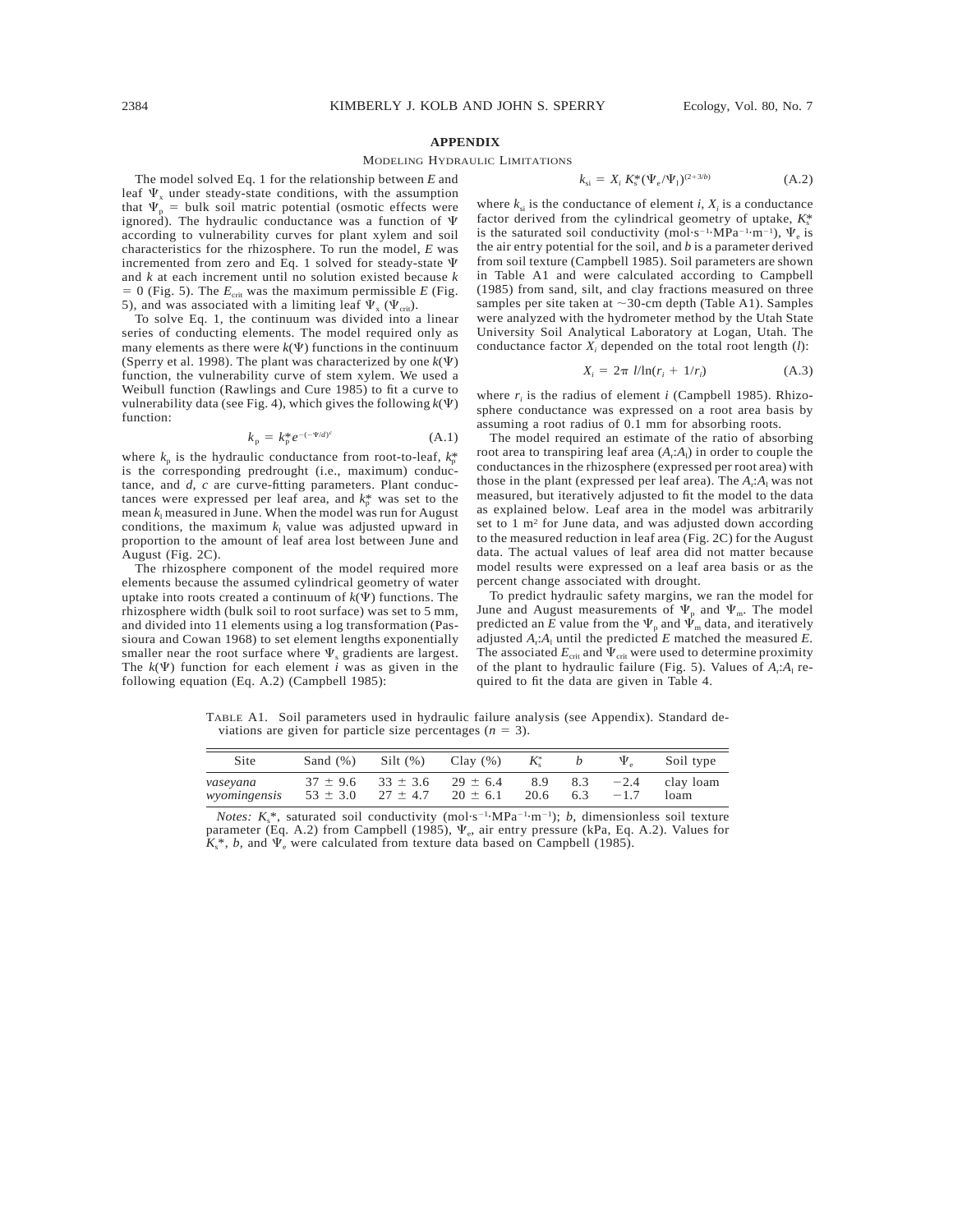## APPENDIX

### Modeling Hydraulic Limitations

The model solved Eq. 1 for the relationship between $E$ and leaf $\Psi_x$ under steady-state conditions, with the assumption that $\Psi_p$ = bulk soil matric potential (osmotic effects were ignored). The hydraulic conductance was a function of $\Psi$ according to vulnerability curves for plant xylem and soil characteristics for the rhizosphere. To run the model, $E$ was incremented from zero and Eq. 1 solved for steady-state $\Psi$ and $k$ at each increment until no solution existed because $k = 0$ (Fig. 5). The $E_{crit}$ was the maximum permissible $E$ (Fig. 5), and was associated with a limiting leaf $\Psi_x$ ($\Psi_{crit}$).

To solve Eq. 1, the continuum was divided into a linear series of conducting elements. The model required only as many elements as there were $k(\Psi)$ functions in the continuum (Sperry et al. 1998). The plant was characterized by one $k(\Psi)$ function, the vulnerability curve of stem xylem. We used a Weibull function (Rawlings and Cure 1985) to fit a curve to vulnerability data (see Fig. 4), which gives the following $k(\Psi)$ function:

$$k_p = k_p^* e^{-(-\Psi/d)^c} \qquad (A.1)$$

where $k_p$ is the hydraulic conductance from root-to-leaf, $k_p^*$ is the corresponding predrought (i.e., maximum) conductance, and $d$, $c$ are curve-fitting parameters. Plant conductances were expressed per leaf area, and $k_p^*$ was set to the mean $k_l$ measured in June. When the model was run for August conditions, the maximum $k_l$ value was adjusted upward in proportion to the amount of leaf area lost between June and August (Fig. 2C).

The rhizosphere component of the model required more elements because the assumed cylindrical geometry of water uptake into roots created a continuum of $k(\Psi)$ functions. The rhizosphere width (bulk soil to root surface) was set to 5 mm, and divided into 11 elements using a log transformation (Passioura and Cowan 1968) to set element lengths exponentially smaller near the root surface where $\Psi_s$ gradients are largest. The $k(\Psi)$ function for each element $i$ was as given in the following equation (Eq. A.2) (Campbell 1985):

$$k_{si} = X_i K_s^* (\Psi_e/\Psi_1)^{(2+3/b)} \qquad (A.2)$$

where $k_{si}$ is the conductance of element $i$, $X_i$ is a conductance factor derived from the cylindrical geometry of uptake, $K_s^*$ is the saturated soil conductivity ($mol \cdot s^{-1} \cdot MPa^{-1} \cdot m^{-1}$), $\Psi_e$ is the air entry potential for the soil, and $b$ is a parameter derived from soil texture (Campbell 1985). Soil parameters are shown in Table A1 and were calculated according to Campbell (1985) from sand, silt, and clay fractions measured on three samples per site taken at ~30-cm depth (Table A1). Samples were analyzed with the hydrometer method by the Utah State University Soil Analytical Laboratory at Logan, Utah. The conductance factor $X_i$ depended on the total root length ($l$):

$$X_i = 2\pi\, l/\ln(r_i + 1/r_i) \qquad (A.3)$$

where $r_i$ is the radius of element $i$ (Campbell 1985). Rhizosphere conductance was expressed on a root area basis by assuming a root radius of 0.1 mm for absorbing roots.

The model required an estimate of the ratio of absorbing root area to transpiring leaf area ($A_r$:$A_l$) in order to couple the conductances in the rhizosphere (expressed per root area) with those in the plant (expressed per leaf area). The $A_r$:$A_l$ was not measured, but iteratively adjusted to fit the model to the data as explained below. Leaf area in the model was arbitrarily set to 1 $m^2$ for June data, and was adjusted down according to the measured reduction in leaf area (Fig. 2C) for the August data. The actual values of leaf area did not matter because model results were expressed on a leaf area basis or as the percent change associated with drought.

To predict hydraulic safety margins, we ran the model for June and August measurements of $\Psi_p$ and $\Psi_m$. The model predicted an $E$ value from the $\Psi_p$ and $\Psi_m$ data, and iteratively adjusted $A_r$:$A_l$ until the predicted $E$ matched the measured $E$. The associated $E_{crit}$ and $\Psi_{crit}$ were used to determine proximity of the plant to hydraulic failure (Fig. 5). Values of $A_r$:$A_l$ required to fit the data are given in Table 4.

Table A1. Soil parameters used in hydraulic failure analysis (see Appendix). Standard deviations are given for particle size percentages ($n$ = 3).

| Site | Sand (%) | Silt (%) | Clay (%) | $K_s^*$ | $b$ | $\Psi_e$ | Soil type |
|---|---|---|---|---|---|---|---|
| *vaseyana* | 37 ± 9.6 | 33 ± 3.6 | 29 ± 6.4 | 8.9 | 8.3 | −2.4 | clay loam |
| *wyomingensis* | 53 ± 3.0 | 27 ± 4.7 | 20 ± 6.1 | 20.6 | 6.3 | −1.7 | loam |

*Notes:* $K_s^*$, saturated soil conductivity ($mol \cdot s^{-1} \cdot MPa^{-1} \cdot m^{-1}$); $b$, dimensionless soil texture parameter (Eq. A.2) from Campbell (1985), $\Psi_e$, air entry pressure (kPa, Eq. A.2). Values for $K_s^*$, $b$, and $\Psi_e$ were calculated from texture data based on Campbell (1985).